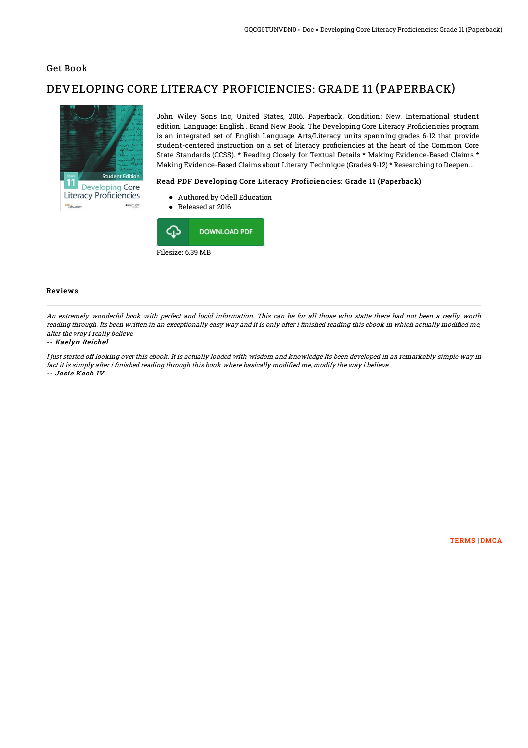## Get Book

# DEVELOPING CORE LITERACY PROFICIENCIES: GRADE 11 (PAPERBACK)

John Wiley Sons Inc, United States, 2016. Paperback. Condition: New. International student edition. Language: English . Brand New Book. The Developing Core Literacy Proficiencies program is an integrated set of English Language Arts/Literacy units spanning grades 6-12 that provide student-centered instruction on a set of literacy proficiencies at the heart of the Common Core State Standards (CCSS). * Reading Closely for Textual Details * Making Evidence-Based Claims * Making Evidence-Based Claims about Literary Technique (Grades 9-12) * Researching to Deepen...

### Read PDF Developing Core Literacy Proficiencies: Grade 11 (Paperback)

- Authored by Odell Education
- Released at 2016

DOWNLOAD PDF

Filesize: 6.39 MB

### Reviews

*An extremely wonderful book with perfect and lucid information. This can be for all those who statte there had not been a really worth reading through. Its been written in an exceptionally easy way and it is only after i finished reading this ebook in which actually modified me, alter the way i really believe.*

*-- Kaelyn Reichel*

*I just started off looking over this ebook. It is actually loaded with wisdom and knowledge Its been developed in an remarkably simple way in fact it is simply after i finished reading through this book where basically modified me, modify the way i believe.*

*-- Josie Koch IV*

TERMS | DMCA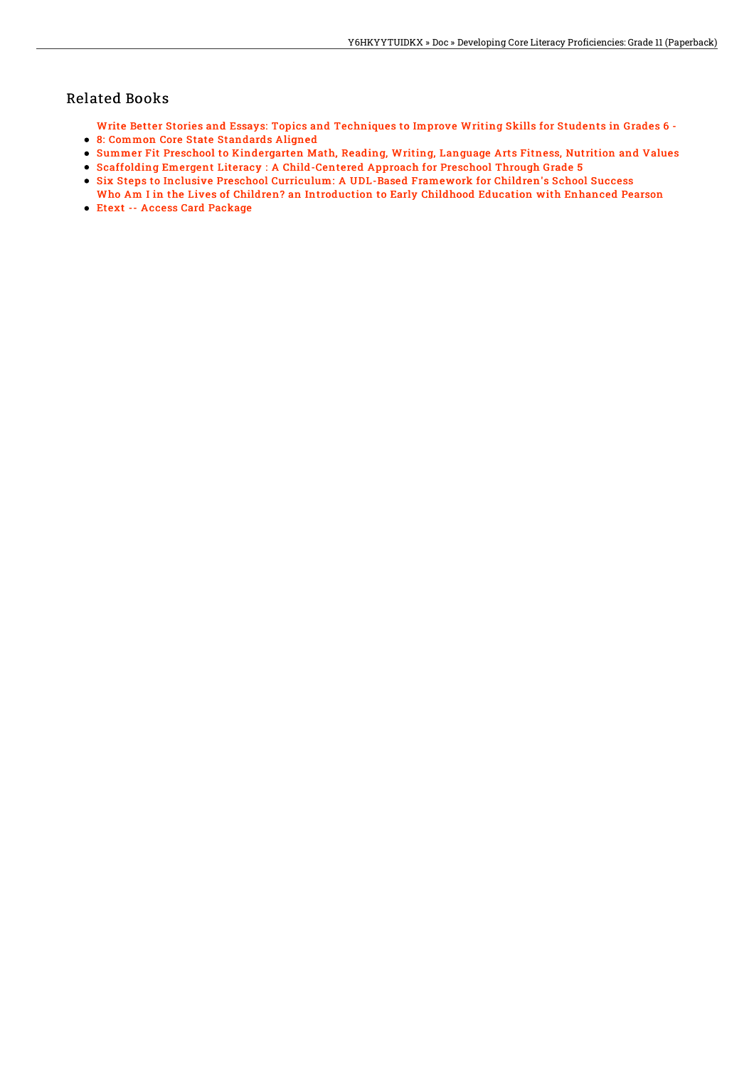## Related Books

- Write Better Stories and Essays: Topics and Techniques to Improve Writing Skills for Students in Grades 6 - 8: Common Core State Standards Aligned
- Summer Fit Preschool to Kindergarten Math, Reading, Writing, Language Arts Fitness, Nutrition and Values
- Scaffolding Emergent Literacy : A Child-Centered Approach for Preschool Through Grade 5
- Six Steps to Inclusive Preschool Curriculum: A UDL-Based Framework for Children's School Success
- Who Am I in the Lives of Children? an Introduction to Early Childhood Education with Enhanced Pearson Etext -- Access Card Package